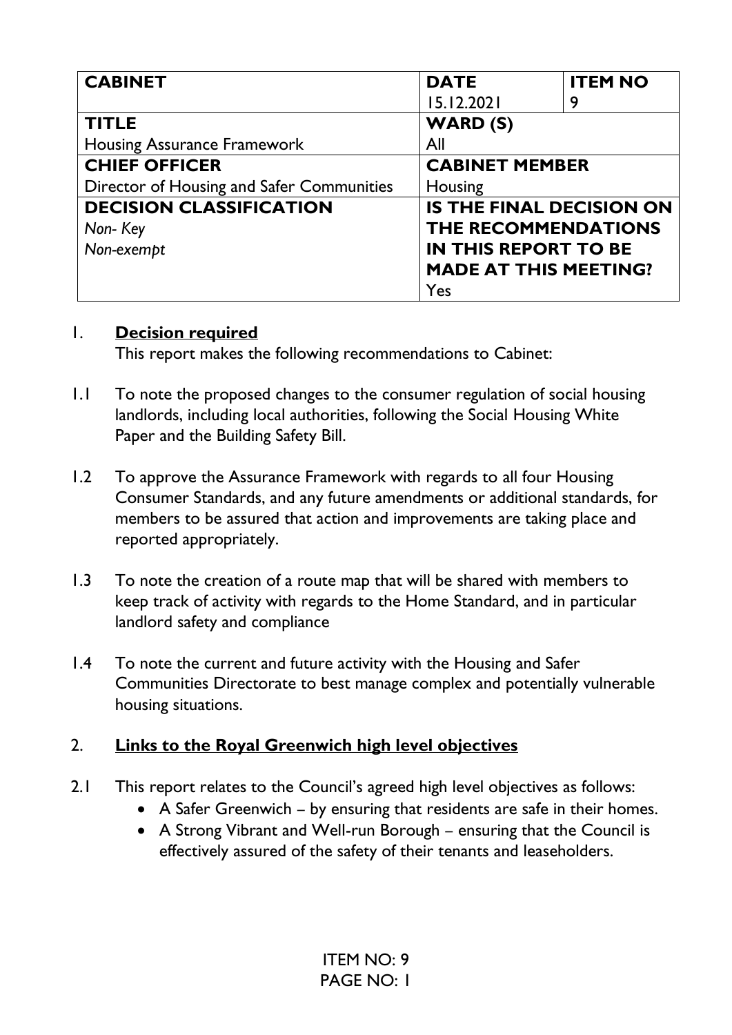| | | |
|---|---|---|
| **CABINET** | **DATE**<br>15.12.2021 | **ITEM NO**<br>9 |
| **TITLE**<br>Housing Assurance Framework | **WARD (S)**<br>All | |
| **CHIEF OFFICER**<br>Director of Housing and Safer Communities | **CABINET MEMBER**<br>Housing | |
| **DECISION CLASSIFICATION**<br>*Non- Key*<br>*Non-exempt* | **IS THE FINAL DECISION ON THE RECOMMENDATIONS IN THIS REPORT TO BE MADE AT THIS MEETING?**<br>Yes | |

## 1. **Decision required**

This report makes the following recommendations to Cabinet:

1.1 To note the proposed changes to the consumer regulation of social housing landlords, including local authorities, following the Social Housing White Paper and the Building Safety Bill.

1.2 To approve the Assurance Framework with regards to all four Housing Consumer Standards, and any future amendments or additional standards, for members to be assured that action and improvements are taking place and reported appropriately.

1.3 To note the creation of a route map that will be shared with members to keep track of activity with regards to the Home Standard, and in particular landlord safety and compliance

1.4 To note the current and future activity with the Housing and Safer Communities Directorate to best manage complex and potentially vulnerable housing situations.

## 2. **Links to the Royal Greenwich high level objectives**

2.1 This report relates to the Council's agreed high level objectives as follows:

- A Safer Greenwich – by ensuring that residents are safe in their homes.
- A Strong Vibrant and Well-run Borough – ensuring that the Council is effectively assured of the safety of their tenants and leaseholders.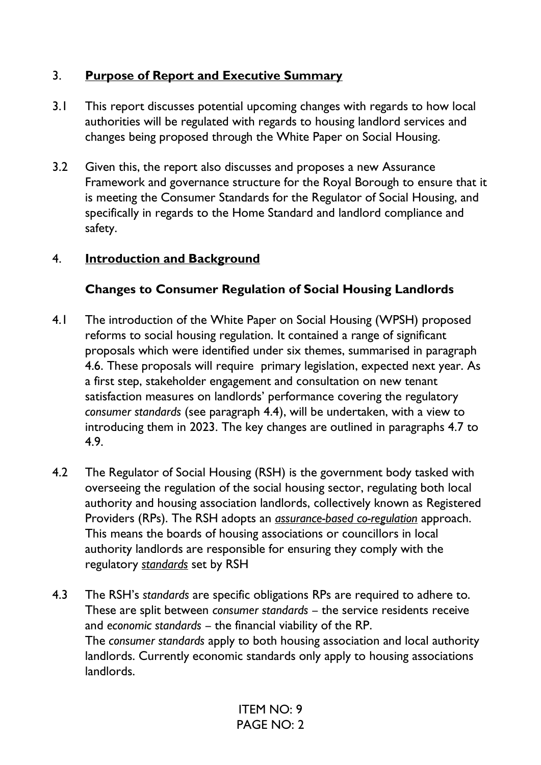## 3. **Purpose of Report and Executive Summary**

3.1 This report discusses potential upcoming changes with regards to how local authorities will be regulated with regards to housing landlord services and changes being proposed through the White Paper on Social Housing.

3.2 Given this, the report also discusses and proposes a new Assurance Framework and governance structure for the Royal Borough to ensure that it is meeting the Consumer Standards for the Regulator of Social Housing, and specifically in regards to the Home Standard and landlord compliance and safety.

## 4. **Introduction and Background**

### Changes to Consumer Regulation of Social Housing Landlords

4.1 The introduction of the White Paper on Social Housing (WPSH) proposed reforms to social housing regulation. It contained a range of significant proposals which were identified under six themes, summarised in paragraph 4.6. These proposals will require primary legislation, expected next year. As a first step, stakeholder engagement and consultation on new tenant satisfaction measures on landlords' performance covering the regulatory *consumer standards* (see paragraph 4.4), will be undertaken, with a view to introducing them in 2023. The key changes are outlined in paragraphs 4.7 to 4.9.

4.2 The Regulator of Social Housing (RSH) is the government body tasked with overseeing the regulation of the social housing sector, regulating both local authority and housing association landlords, collectively known as Registered Providers (RPs). The RSH adopts an *assurance-based co-regulation* approach. This means the boards of housing associations or councillors in local authority landlords are responsible for ensuring they comply with the regulatory *standards* set by RSH

4.3 The RSH's *standards* are specific obligations RPs are required to adhere to. These are split between *consumer standards* – the service residents receive and *economic standards* – the financial viability of the RP.
The *consumer standards* apply to both housing association and local authority landlords. Currently economic standards only apply to housing associations landlords.

ITEM NO: 9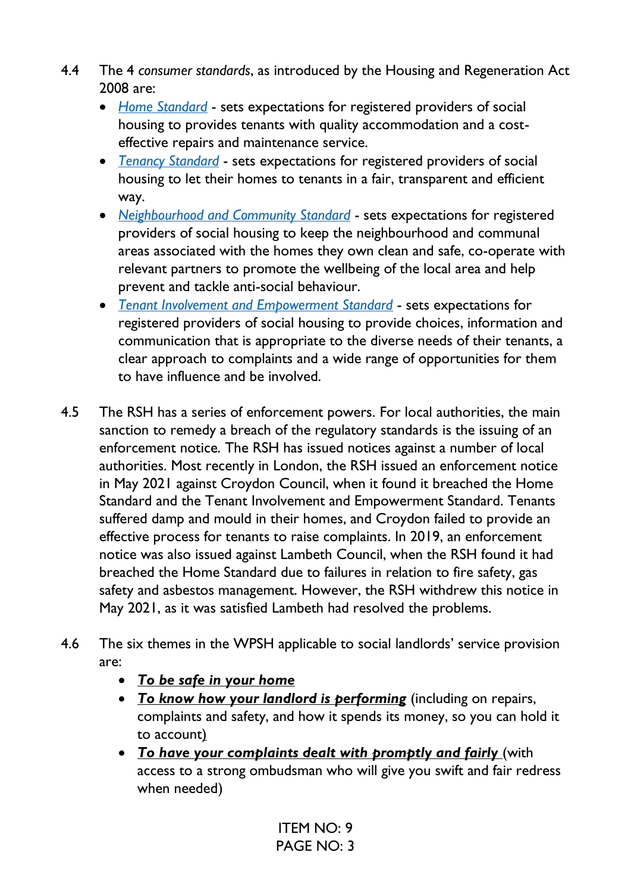4.4 The 4 *consumer standards*, as introduced by the Housing and Regeneration Act 2008 are:

- *Home Standard* - sets expectations for registered providers of social housing to provides tenants with quality accommodation and a cost-effective repairs and maintenance service.
- *Tenancy Standard* - sets expectations for registered providers of social housing to let their homes to tenants in a fair, transparent and efficient way.
- *Neighbourhood and Community Standard* - sets expectations for registered providers of social housing to keep the neighbourhood and communal areas associated with the homes they own clean and safe, co-operate with relevant partners to promote the wellbeing of the local area and help prevent and tackle anti-social behaviour.
- *Tenant Involvement and Empowerment Standard* - sets expectations for registered providers of social housing to provide choices, information and communication that is appropriate to the diverse needs of their tenants, a clear approach to complaints and a wide range of opportunities for them to have influence and be involved.

4.5 The RSH has a series of enforcement powers. For local authorities, the main sanction to remedy a breach of the regulatory standards is the issuing of an enforcement notice. The RSH has issued notices against a number of local authorities. Most recently in London, the RSH issued an enforcement notice in May 2021 against Croydon Council, when it found it breached the Home Standard and the Tenant Involvement and Empowerment Standard. Tenants suffered damp and mould in their homes, and Croydon failed to provide an effective process for tenants to raise complaints. In 2019, an enforcement notice was also issued against Lambeth Council, when the RSH found it had breached the Home Standard due to failures in relation to fire safety, gas safety and asbestos management. However, the RSH withdrew this notice in May 2021, as it was satisfied Lambeth had resolved the problems.

4.6 The six themes in the WPSH applicable to social landlords' service provision are:

- ***To be safe in your home***
- ***To know how your landlord is performing*** (including on repairs, complaints and safety, and how it spends its money, so you can hold it to account)
- ***To have your complaints dealt with promptly and fairly*** (with access to a strong ombudsman who will give you swift and fair redress when needed)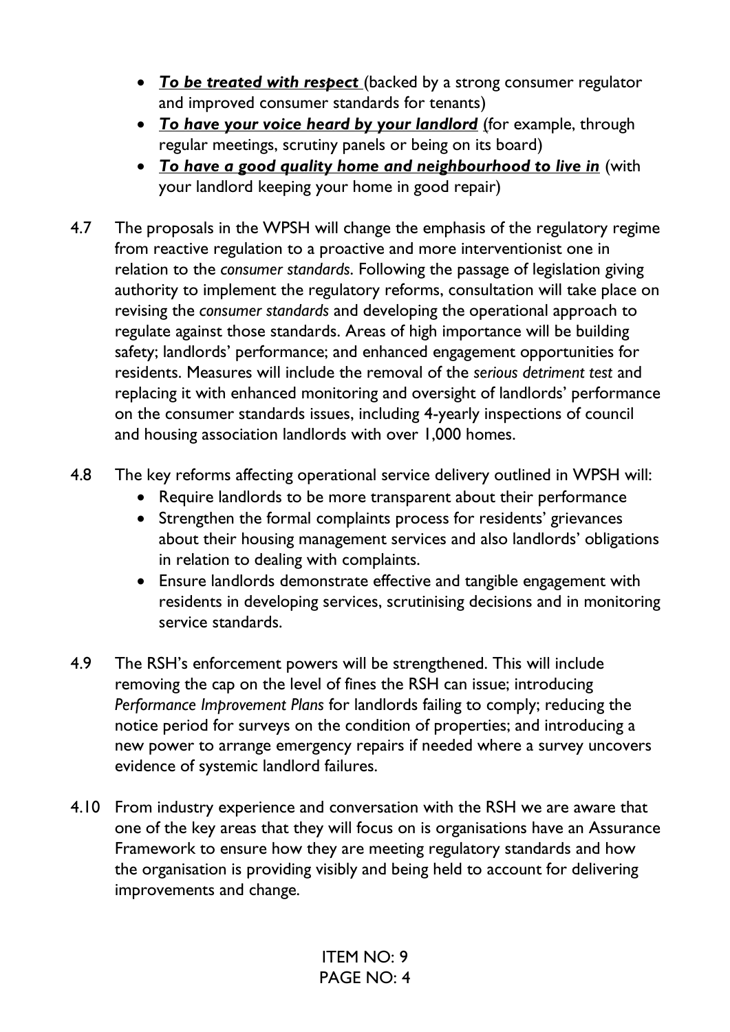- ***To be treated with respect*** (backed by a strong consumer regulator and improved consumer standards for tenants)
- ***To have your voice heard by your landlord*** (for example, through regular meetings, scrutiny panels or being on its board)
- ***To have a good quality home and neighbourhood to live in*** (with your landlord keeping your home in good repair)

4.7 The proposals in the WPSH will change the emphasis of the regulatory regime from reactive regulation to a proactive and more interventionist one in relation to the *consumer standards*. Following the passage of legislation giving authority to implement the regulatory reforms, consultation will take place on revising the *consumer standards* and developing the operational approach to regulate against those standards. Areas of high importance will be building safety; landlords' performance; and enhanced engagement opportunities for residents. Measures will include the removal of the *serious detriment test* and replacing it with enhanced monitoring and oversight of landlords' performance on the consumer standards issues, including 4-yearly inspections of council and housing association landlords with over 1,000 homes.

4.8 The key reforms affecting operational service delivery outlined in WPSH will:

- Require landlords to be more transparent about their performance
- Strengthen the formal complaints process for residents' grievances about their housing management services and also landlords' obligations in relation to dealing with complaints.
- Ensure landlords demonstrate effective and tangible engagement with residents in developing services, scrutinising decisions and in monitoring service standards.

4.9 The RSH's enforcement powers will be strengthened. This will include removing the cap on the level of fines the RSH can issue; introducing *Performance Improvement Plans* for landlords failing to comply; reducing the notice period for surveys on the condition of properties; and introducing a new power to arrange emergency repairs if needed where a survey uncovers evidence of systemic landlord failures.

4.10 From industry experience and conversation with the RSH we are aware that one of the key areas that they will focus on is organisations have an Assurance Framework to ensure how they are meeting regulatory standards and how the organisation is providing visibly and being held to account for delivering improvements and change.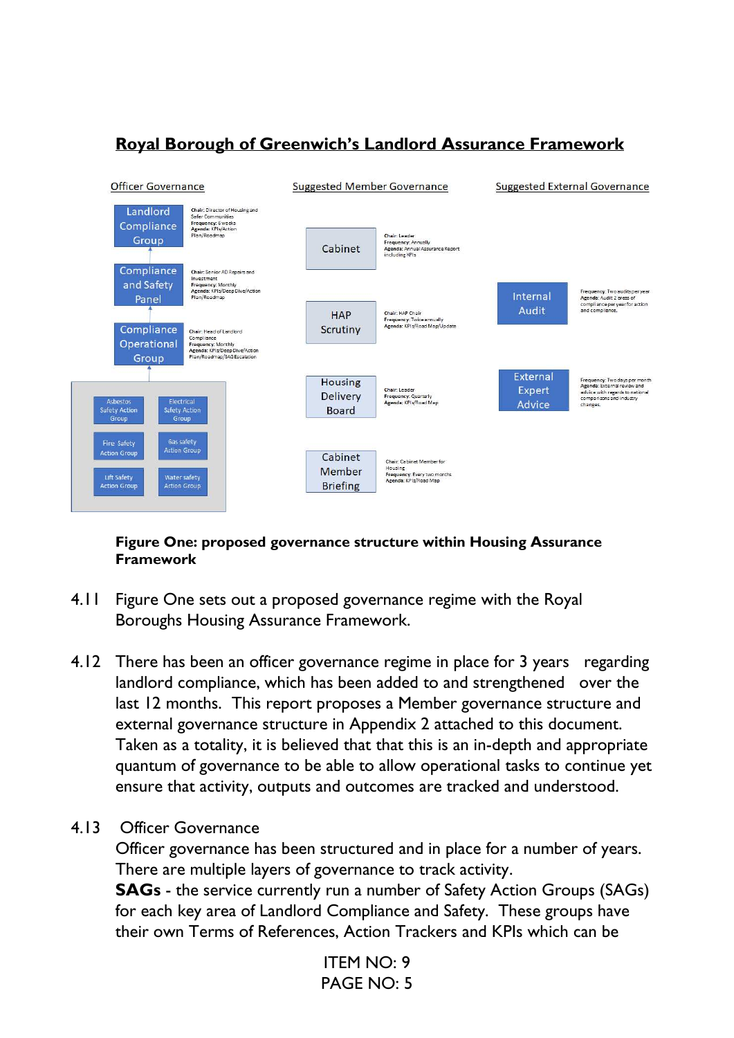## Royal Borough of Greenwich's Landlord Assurance Framework

Officer Governance

Landlord Compliance Group
Chair: Director of Housing and Safer Communities
Frequency: 6 weeks
Agenda: KPIs/Action Plan/Roadmap

Compliance and Safety Panel
Chair: Senior AD Repairs and Investment
Frequency: Monthly
Agenda: KPIs/Deep Dive/Action Plan/Roadmap

Compliance Operational Group
Chair: Head of Landlord Compliance
Frequency: Monthly
Agenda: KPIs/Deep Dive/Action Plan/Roadmap/SAG Escalation

Asbestos Safety Action Group
Electrical Safety Action Group
Fire Safety Action Group
Gas safety Action Group
Lift Safety Action Group
Water safety Action Group

Suggested Member Governance

Cabinet
Chair: Leader
Frequency: Annually
Agenda: Annual Assurance Report including KPIs

HAP Scrutiny
Chair: HAP Chair
Frequency: Twice annually
Agenda: KPIs/Road Map/Update

Housing Delivery Board
Chair: Leader
Frequency: Quarterly
Agenda: KPIs/Road Map

Cabinet Member Briefing
Chair: Cabinet Member for Housing
Frequency: Every two months
Agenda: KPIs/Road Map

Suggested External Governance

Internal Audit
Frequency: Two audits per year
Agenda: Audit 2 areas of compliance per year for action and compliance.

External Expert Advice
Frequency: Two days per month
Agenda: External review and advice with regards to national comparisons and industry changes.

**Figure One: proposed governance structure within Housing Assurance Framework**

4.11 Figure One sets out a proposed governance regime with the Royal Boroughs Housing Assurance Framework.

4.12 There has been an officer governance regime in place for 3 years regarding landlord compliance, which has been added to and strengthened over the last 12 months. This report proposes a Member governance structure and external governance structure in Appendix 2 attached to this document. Taken as a totality, it is believed that that this is an in-depth and appropriate quantum of governance to be able to allow operational tasks to continue yet ensure that activity, outputs and outcomes are tracked and understood.

4.13 Officer Governance

Officer governance has been structured and in place for a number of years. There are multiple layers of governance to track activity.

**SAGs** - the service currently run a number of Safety Action Groups (SAGs) for each key area of Landlord Compliance and Safety. These groups have their own Terms of References, Action Trackers and KPIs which can be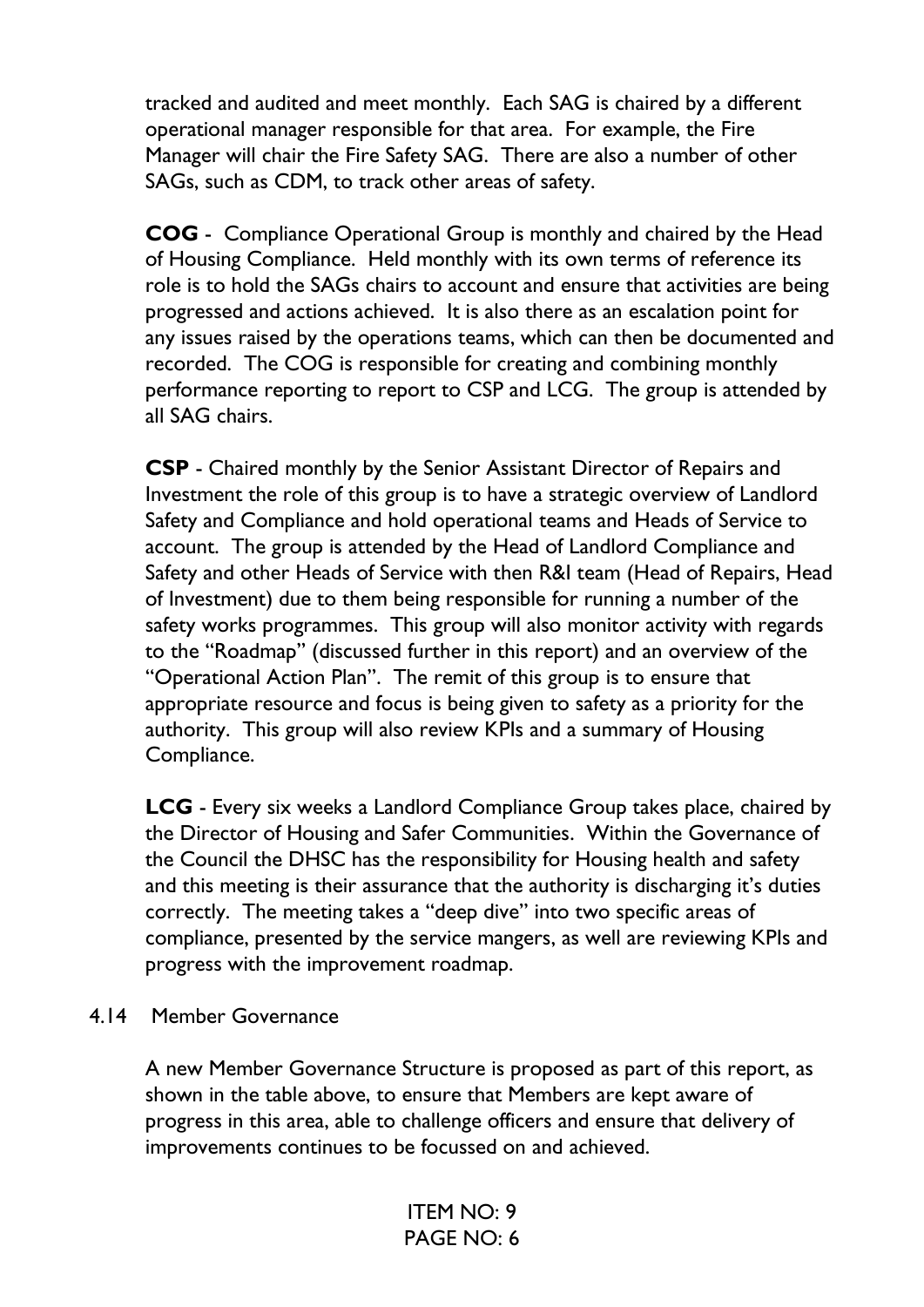tracked and audited and meet monthly. Each SAG is chaired by a different operational manager responsible for that area. For example, the Fire Manager will chair the Fire Safety SAG. There are also a number of other SAGs, such as CDM, to track other areas of safety.

**COG** - Compliance Operational Group is monthly and chaired by the Head of Housing Compliance. Held monthly with its own terms of reference its role is to hold the SAGs chairs to account and ensure that activities are being progressed and actions achieved. It is also there as an escalation point for any issues raised by the operations teams, which can then be documented and recorded. The COG is responsible for creating and combining monthly performance reporting to report to CSP and LCG. The group is attended by all SAG chairs.

**CSP** - Chaired monthly by the Senior Assistant Director of Repairs and Investment the role of this group is to have a strategic overview of Landlord Safety and Compliance and hold operational teams and Heads of Service to account. The group is attended by the Head of Landlord Compliance and Safety and other Heads of Service with then R&I team (Head of Repairs, Head of Investment) due to them being responsible for running a number of the safety works programmes. This group will also monitor activity with regards to the "Roadmap" (discussed further in this report) and an overview of the "Operational Action Plan". The remit of this group is to ensure that appropriate resource and focus is being given to safety as a priority for the authority. This group will also review KPIs and a summary of Housing Compliance.

**LCG** - Every six weeks a Landlord Compliance Group takes place, chaired by the Director of Housing and Safer Communities. Within the Governance of the Council the DHSC has the responsibility for Housing health and safety and this meeting is their assurance that the authority is discharging it's duties correctly. The meeting takes a "deep dive" into two specific areas of compliance, presented by the service mangers, as well are reviewing KPIs and progress with the improvement roadmap.

4.14 Member Governance

A new Member Governance Structure is proposed as part of this report, as shown in the table above, to ensure that Members are kept aware of progress in this area, able to challenge officers and ensure that delivery of improvements continues to be focussed on and achieved.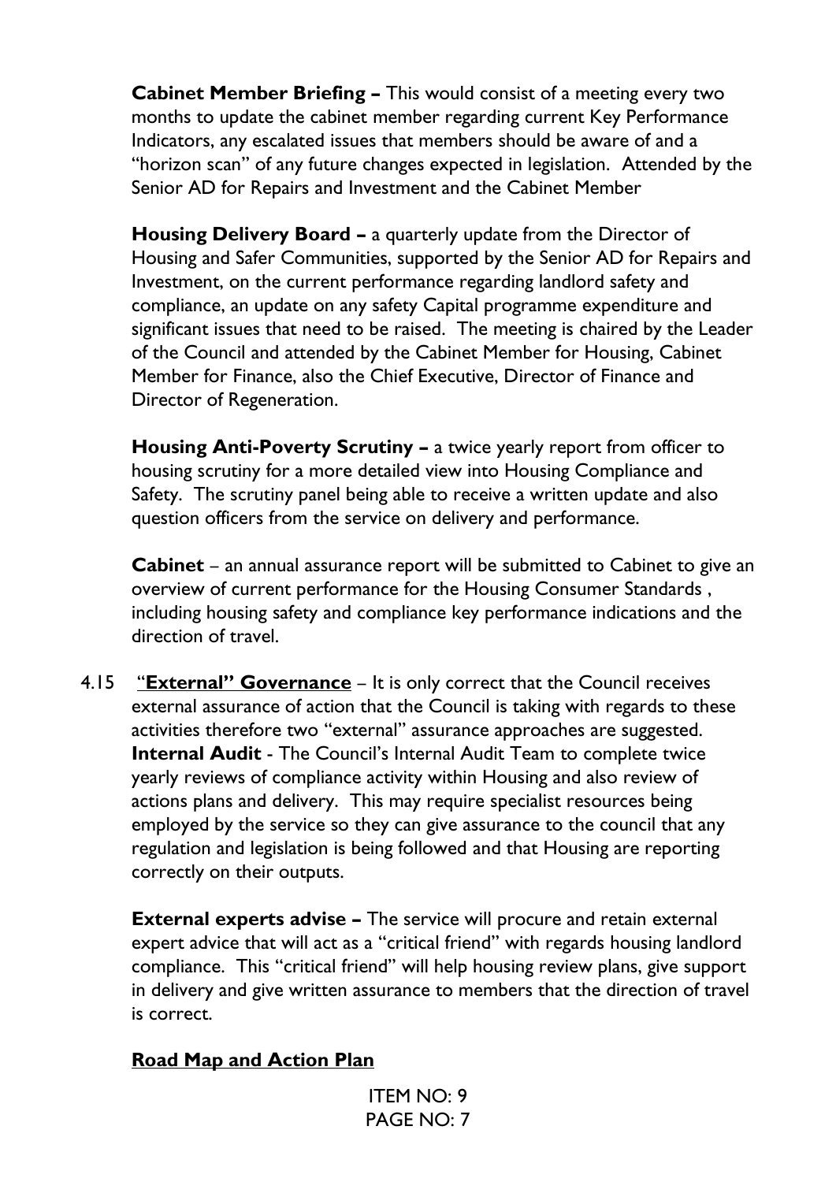**Cabinet Member Briefing –** This would consist of a meeting every two months to update the cabinet member regarding current Key Performance Indicators, any escalated issues that members should be aware of and a "horizon scan" of any future changes expected in legislation. Attended by the Senior AD for Repairs and Investment and the Cabinet Member

**Housing Delivery Board –** a quarterly update from the Director of Housing and Safer Communities, supported by the Senior AD for Repairs and Investment, on the current performance regarding landlord safety and compliance, an update on any safety Capital programme expenditure and significant issues that need to be raised. The meeting is chaired by the Leader of the Council and attended by the Cabinet Member for Housing, Cabinet Member for Finance, also the Chief Executive, Director of Finance and Director of Regeneration.

**Housing Anti-Poverty Scrutiny –** a twice yearly report from officer to housing scrutiny for a more detailed view into Housing Compliance and Safety. The scrutiny panel being able to receive a written update and also question officers from the service on delivery and performance.

**Cabinet** – an annual assurance report will be submitted to Cabinet to give an overview of current performance for the Housing Consumer Standards , including housing safety and compliance key performance indications and the direction of travel.

4.15 "**<u>External" Governance</u>** – It is only correct that the Council receives external assurance of action that the Council is taking with regards to these activities therefore two "external" assurance approaches are suggested. **Internal Audit** - The Council's Internal Audit Team to complete twice yearly reviews of compliance activity within Housing and also review of actions plans and delivery. This may require specialist resources being employed by the service so they can give assurance to the council that any regulation and legislation is being followed and that Housing are reporting correctly on their outputs.

**External experts advise –** The service will procure and retain external expert advice that will act as a "critical friend" with regards housing landlord compliance. This "critical friend" will help housing review plans, give support in delivery and give written assurance to members that the direction of travel is correct.

**<u>Road Map and Action Plan</u>**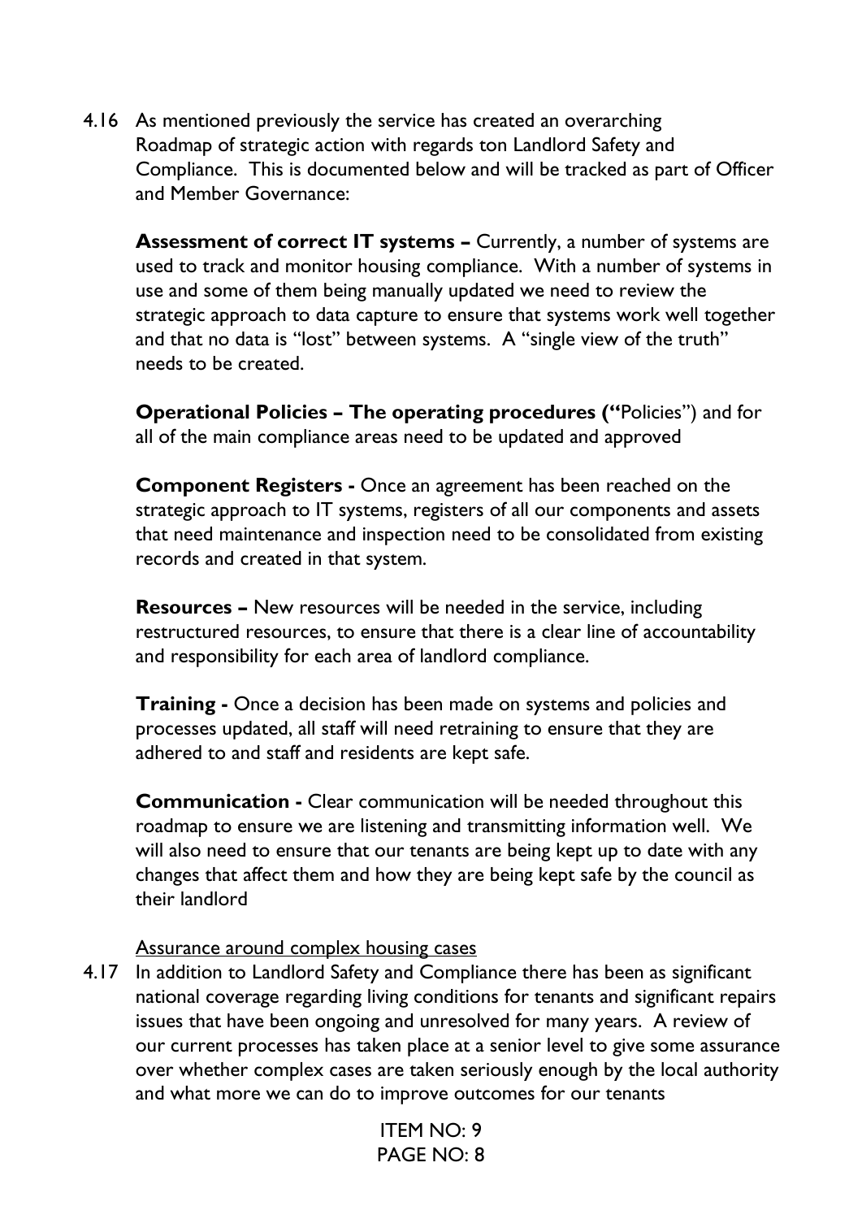4.16 As mentioned previously the service has created an overarching Roadmap of strategic action with regards ton Landlord Safety and Compliance. This is documented below and will be tracked as part of Officer and Member Governance:

**Assessment of correct IT systems –** Currently, a number of systems are used to track and monitor housing compliance. With a number of systems in use and some of them being manually updated we need to review the strategic approach to data capture to ensure that systems work well together and that no data is "lost" between systems. A "single view of the truth" needs to be created.

**Operational Policies – The operating procedures ("**Policies") and for all of the main compliance areas need to be updated and approved

**Component Registers -** Once an agreement has been reached on the strategic approach to IT systems, registers of all our components and assets that need maintenance and inspection need to be consolidated from existing records and created in that system.

**Resources –** New resources will be needed in the service, including restructured resources, to ensure that there is a clear line of accountability and responsibility for each area of landlord compliance.

**Training -** Once a decision has been made on systems and policies and processes updated, all staff will need retraining to ensure that they are adhered to and staff and residents are kept safe.

**Communication -** Clear communication will be needed throughout this roadmap to ensure we are listening and transmitting information well. We will also need to ensure that our tenants are being kept up to date with any changes that affect them and how they are being kept safe by the council as their landlord

Assurance around complex housing cases

4.17 In addition to Landlord Safety and Compliance there has been as significant national coverage regarding living conditions for tenants and significant repairs issues that have been ongoing and unresolved for many years. A review of our current processes has taken place at a senior level to give some assurance over whether complex cases are taken seriously enough by the local authority and what more we can do to improve outcomes for our tenants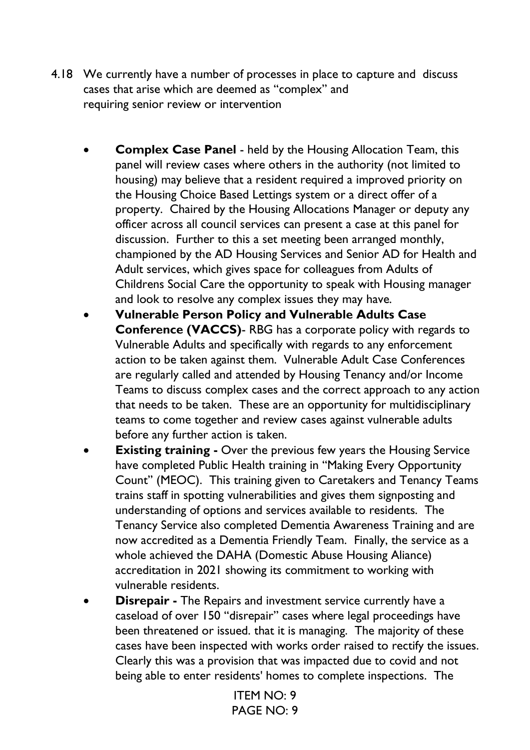4.18 We currently have a number of processes in place to capture and discuss cases that arise which are deemed as "complex" and requiring senior review or intervention

- **Complex Case Panel** - held by the Housing Allocation Team, this panel will review cases where others in the authority (not limited to housing) may believe that a resident required a improved priority on the Housing Choice Based Lettings system or a direct offer of a property. Chaired by the Housing Allocations Manager or deputy any officer across all council services can present a case at this panel for discussion. Further to this a set meeting been arranged monthly, championed by the AD Housing Services and Senior AD for Health and Adult services, which gives space for colleagues from Adults of Childrens Social Care the opportunity to speak with Housing manager and look to resolve any complex issues they may have.
- **Vulnerable Person Policy and Vulnerable Adults Case Conference (VACCS)**- RBG has a corporate policy with regards to Vulnerable Adults and specifically with regards to any enforcement action to be taken against them. Vulnerable Adult Case Conferences are regularly called and attended by Housing Tenancy and/or Income Teams to discuss complex cases and the correct approach to any action that needs to be taken. These are an opportunity for multidisciplinary teams to come together and review cases against vulnerable adults before any further action is taken.
- **Existing training -** Over the previous few years the Housing Service have completed Public Health training in "Making Every Opportunity Count" (MEOC). This training given to Caretakers and Tenancy Teams trains staff in spotting vulnerabilities and gives them signposting and understanding of options and services available to residents. The Tenancy Service also completed Dementia Awareness Training and are now accredited as a Dementia Friendly Team. Finally, the service as a whole achieved the DAHA (Domestic Abuse Housing Aliance) accreditation in 2021 showing its commitment to working with vulnerable residents.
- **Disrepair -** The Repairs and investment service currently have a caseload of over 150 "disrepair" cases where legal proceedings have been threatened or issued. that it is managing. The majority of these cases have been inspected with works order raised to rectify the issues. Clearly this was a provision that was impacted due to covid and not being able to enter residents' homes to complete inspections. The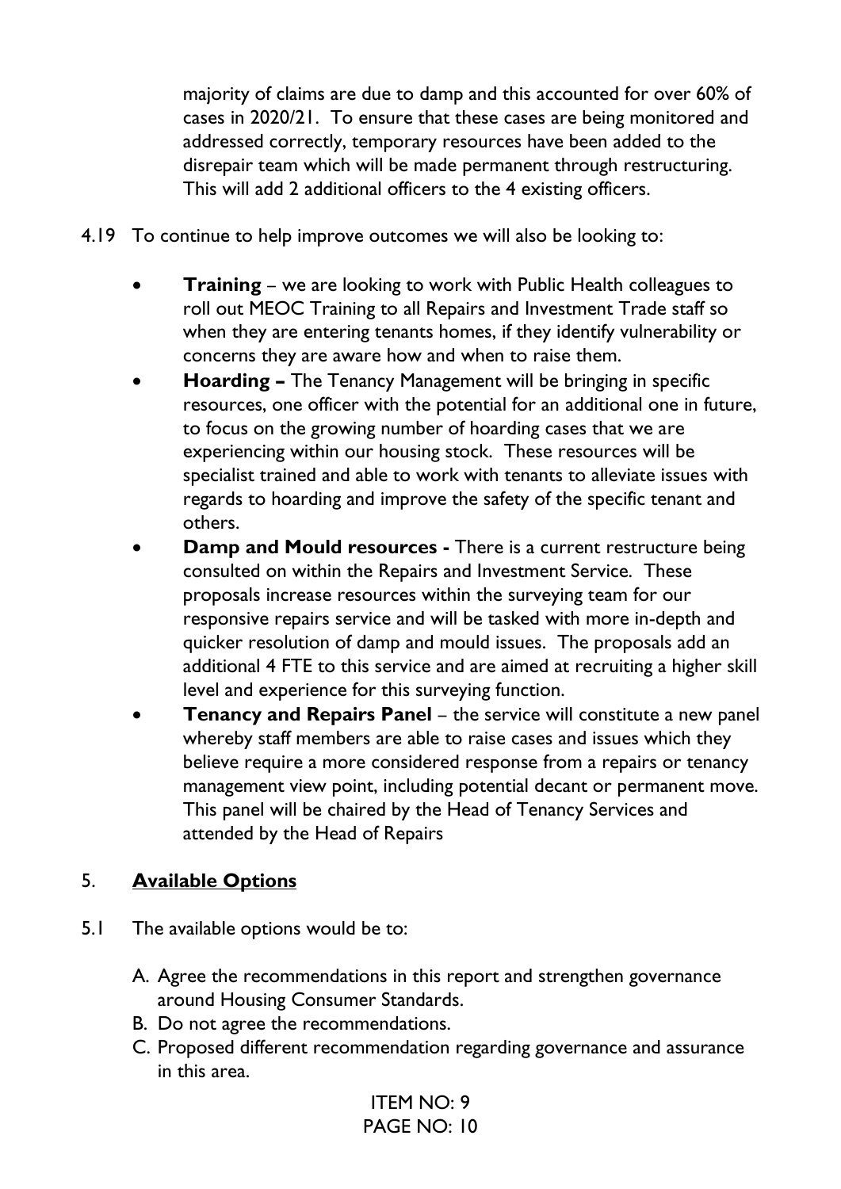majority of claims are due to damp and this accounted for over 60% of cases in 2020/21. To ensure that these cases are being monitored and addressed correctly, temporary resources have been added to the disrepair team which will be made permanent through restructuring. This will add 2 additional officers to the 4 existing officers.

4.19 To continue to help improve outcomes we will also be looking to:

- **Training** – we are looking to work with Public Health colleagues to roll out MEOC Training to all Repairs and Investment Trade staff so when they are entering tenants homes, if they identify vulnerability or concerns they are aware how and when to raise them.
- **Hoarding –** The Tenancy Management will be bringing in specific resources, one officer with the potential for an additional one in future, to focus on the growing number of hoarding cases that we are experiencing within our housing stock. These resources will be specialist trained and able to work with tenants to alleviate issues with regards to hoarding and improve the safety of the specific tenant and others.
- **Damp and Mould resources -** There is a current restructure being consulted on within the Repairs and Investment Service. These proposals increase resources within the surveying team for our responsive repairs service and will be tasked with more in-depth and quicker resolution of damp and mould issues. The proposals add an additional 4 FTE to this service and are aimed at recruiting a higher skill level and experience for this surveying function.
- **Tenancy and Repairs Panel** – the service will constitute a new panel whereby staff members are able to raise cases and issues which they believe require a more considered response from a repairs or tenancy management view point, including potential decant or permanent move. This panel will be chaired by the Head of Tenancy Services and attended by the Head of Repairs

## 5. <u>Available Options</u>

5.1 The available options would be to:

A. Agree the recommendations in this report and strengthen governance around Housing Consumer Standards.
B. Do not agree the recommendations.
C. Proposed different recommendation regarding governance and assurance in this area.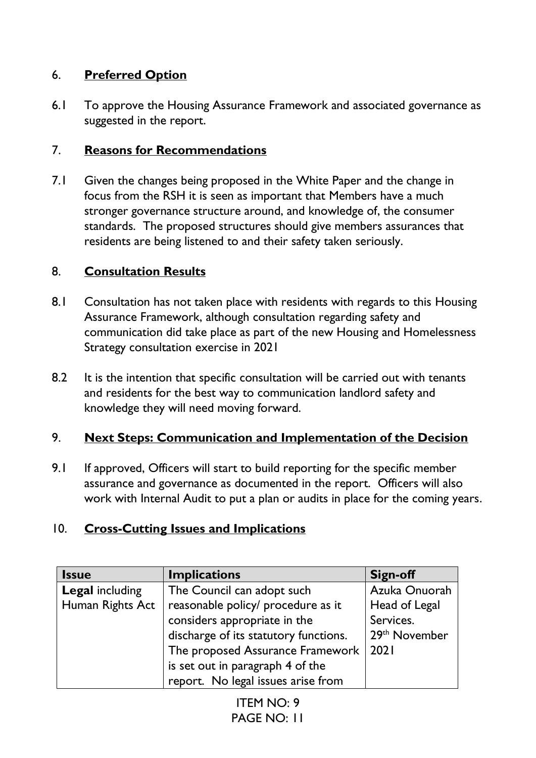## 6. **Preferred Option**

6.1 To approve the Housing Assurance Framework and associated governance as suggested in the report.

## 7. **Reasons for Recommendations**

7.1 Given the changes being proposed in the White Paper and the change in focus from the RSH it is seen as important that Members have a much stronger governance structure around, and knowledge of, the consumer standards. The proposed structures should give members assurances that residents are being listened to and their safety taken seriously.

## 8. **Consultation Results**

8.1 Consultation has not taken place with residents with regards to this Housing Assurance Framework, although consultation regarding safety and communication did take place as part of the new Housing and Homelessness Strategy consultation exercise in 2021

8.2 It is the intention that specific consultation will be carried out with tenants and residents for the best way to communication landlord safety and knowledge they will need moving forward.

## 9. **Next Steps: Communication and Implementation of the Decision**

9.1 If approved, Officers will start to build reporting for the specific member assurance and governance as documented in the report. Officers will also work with Internal Audit to put a plan or audits in place for the coming years.

## 10. **Cross-Cutting Issues and Implications**

| **Issue** | **Implications** | **Sign-off** |
|---|---|---|
| **Legal** including Human Rights Act | The Council can adopt such reasonable policy/ procedure as it considers appropriate in the discharge of its statutory functions. The proposed Assurance Framework is set out in paragraph 4 of the report. No legal issues arise from | Azuka Onuorah Head of Legal Services. 29th November 2021 |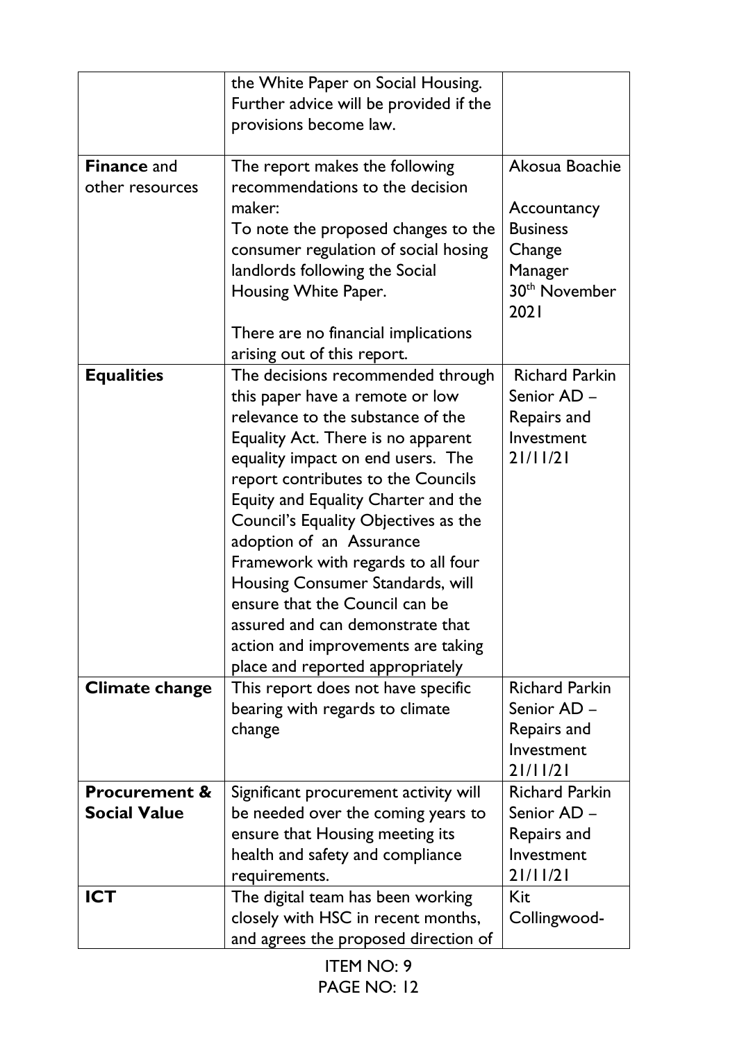| | | |
|---|---|---|
| | the White Paper on Social Housing. Further advice will be provided if the provisions become law. | |
| **Finance** and other resources | The report makes the following recommendations to the decision maker:<br>To note the proposed changes to the consumer regulation of social hosing landlords following the Social Housing White Paper.<br><br>There are no financial implications arising out of this report. | Akosua Boachie<br><br>Accountancy Business Change Manager<br>30th November 2021 |
| **Equalities** | The decisions recommended through this paper have a remote or low relevance to the substance of the Equality Act. There is no apparent equality impact on end users. The report contributes to the Councils Equity and Equality Charter and the Council's Equality Objectives as the adoption of an Assurance Framework with regards to all four Housing Consumer Standards, will ensure that the Council can be assured and can demonstrate that action and improvements are taking place and reported appropriately | Richard Parkin Senior AD – Repairs and Investment 21/11/21 |
| **Climate change** | This report does not have specific bearing with regards to climate change | Richard Parkin Senior AD – Repairs and Investment 21/11/21 |
| **Procurement & Social Value** | Significant procurement activity will be needed over the coming years to ensure that Housing meeting its health and safety and compliance requirements. | Richard Parkin Senior AD – Repairs and Investment 21/11/21 |
| **ICT** | The digital team has been working closely with HSC in recent months, and agrees the proposed direction of | Kit Collingwood- |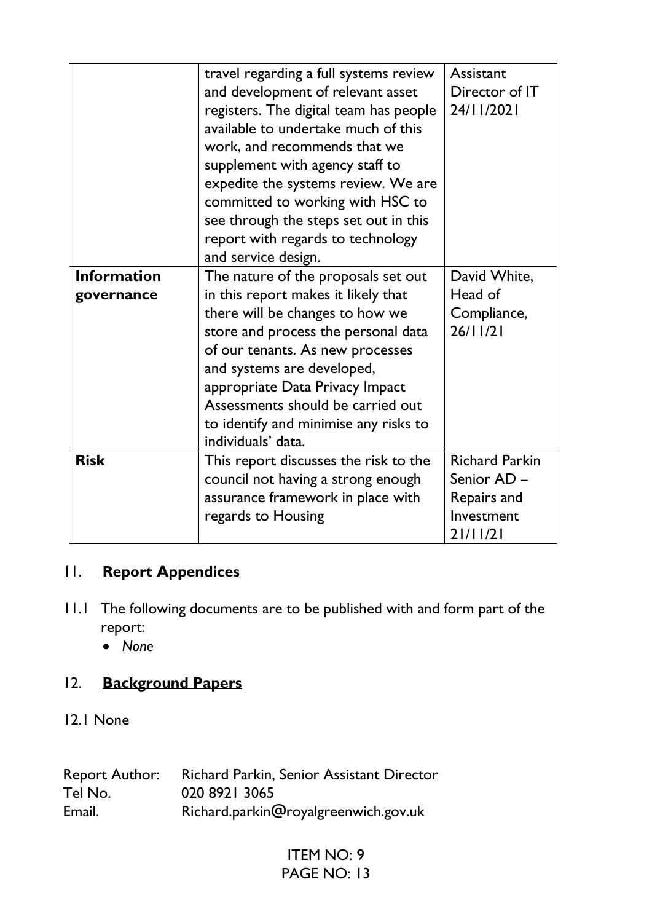| | | |
|---|---|---|
| | travel regarding a full systems review and development of relevant asset registers. The digital team has people available to undertake much of this work, and recommends that we supplement with agency staff to expedite the systems review. We are committed to working with HSC to see through the steps set out in this report with regards to technology and service design. | Assistant Director of IT 24/11/2021 |
| **Information governance** | The nature of the proposals set out in this report makes it likely that there will be changes to how we store and process the personal data of our tenants. As new processes and systems are developed, appropriate Data Privacy Impact Assessments should be carried out to identify and minimise any risks to individuals' data. | David White, Head of Compliance, 26/11/21 |
| **Risk** | This report discusses the risk to the council not having a strong enough assurance framework in place with regards to Housing | Richard Parkin Senior AD – Repairs and Investment 21/11/21 |

## 11. **Report Appendices**

11.1 The following documents are to be published with and form part of the report:

- *None*

## 12. **Background Papers**

12.1 None

Report Author: Richard Parkin, Senior Assistant Director
Tel No. 020 8921 3065
Email. Richard.parkin@royalgreenwich.gov.uk

ITEM NO: 9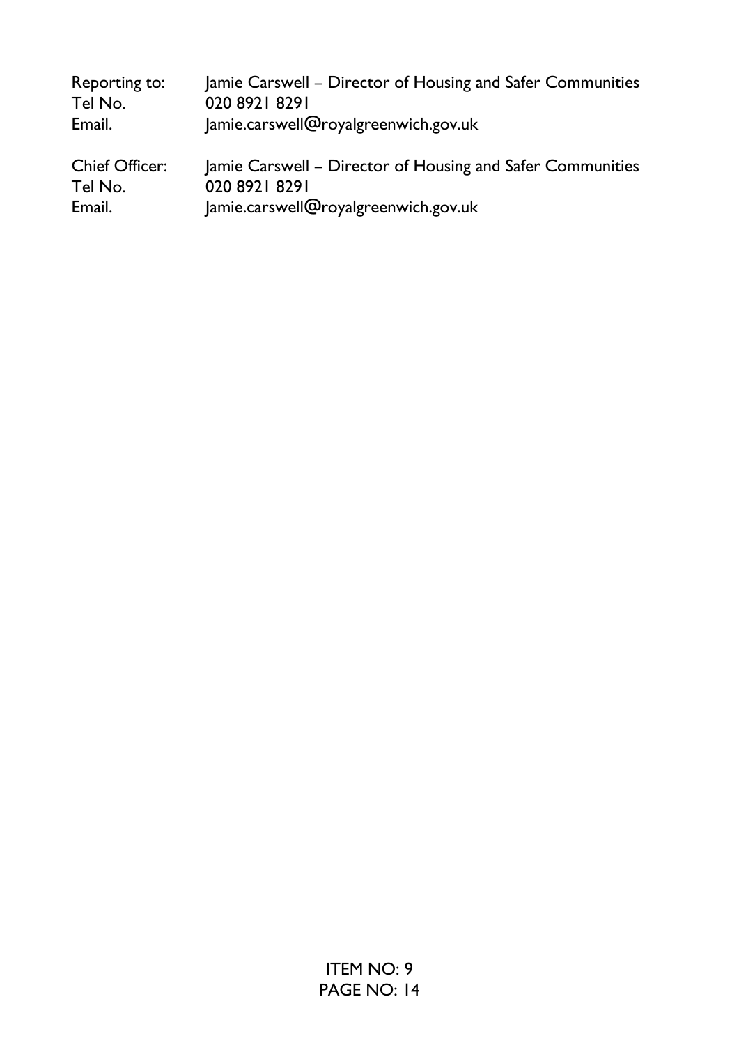| | |
|---|---|
| Reporting to: | Jamie Carswell – Director of Housing and Safer Communities |
| Tel No. | 020 8921 8291 |
| Email. | Jamie.carswell@royalgreenwich.gov.uk |
| | |
| Chief Officer: | Jamie Carswell – Director of Housing and Safer Communities |
| Tel No. | 020 8921 8291 |
| Email. | Jamie.carswell@royalgreenwich.gov.uk |

ITEM NO: 9